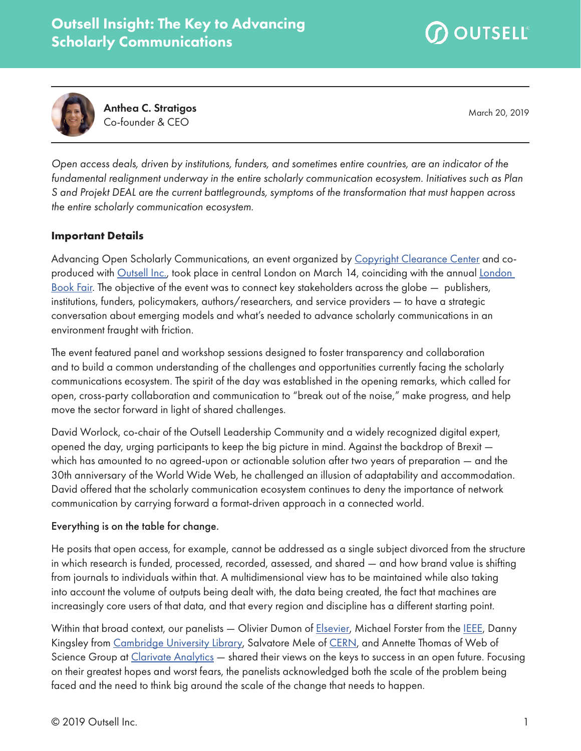# Outsell Insight: The Key to Advancing Scholarly Communications

**Anthea C. Stratigos**
Co-founder & CEO

March 20, 2019

*Open access deals, driven by institutions, funders, and sometimes entire countries, are an indicator of the fundamental realignment underway in the entire scholarly communication ecosystem. Initiatives such as Plan S and Projekt DEAL are the current battlegrounds, symptoms of the transformation that must happen across the entire scholarly communication ecosystem.*

## Important Details

Advancing Open Scholarly Communications, an event organized by Copyright Clearance Center and co-produced with Outsell Inc., took place in central London on March 14, coinciding with the annual London Book Fair. The objective of the event was to connect key stakeholders across the globe — publishers, institutions, funders, policymakers, authors/researchers, and service providers — to have a strategic conversation about emerging models and what's needed to advance scholarly communications in an environment fraught with friction.

The event featured panel and workshop sessions designed to foster transparency and collaboration and to build a common understanding of the challenges and opportunities currently facing the scholarly communications ecosystem. The spirit of the day was established in the opening remarks, which called for open, cross-party collaboration and communication to "break out of the noise," make progress, and help move the sector forward in light of shared challenges.

David Worlock, co-chair of the Outsell Leadership Community and a widely recognized digital expert, opened the day, urging participants to keep the big picture in mind. Against the backdrop of Brexit — which has amounted to no agreed-upon or actionable solution after two years of preparation — and the 30th anniversary of the World Wide Web, he challenged an illusion of adaptability and accommodation. David offered that the scholarly communication ecosystem continues to deny the importance of network communication by carrying forward a format-driven approach in a connected world.

Everything is on the table for change.

He posits that open access, for example, cannot be addressed as a single subject divorced from the structure in which research is funded, processed, recorded, assessed, and shared — and how brand value is shifting from journals to individuals within that. A multidimensional view has to be maintained while also taking into account the volume of outputs being dealt with, the data being created, the fact that machines are increasingly core users of that data, and that every region and discipline has a different starting point.

Within that broad context, our panelists — Olivier Dumon of Elsevier, Michael Forster from the IEEE, Danny Kingsley from Cambridge University Library, Salvatore Mele of CERN, and Annette Thomas of Web of Science Group at Clarivate Analytics — shared their views on the keys to success in an open future. Focusing on their greatest hopes and worst fears, the panelists acknowledged both the scale of the problem being faced and the need to think big around the scale of the change that needs to happen.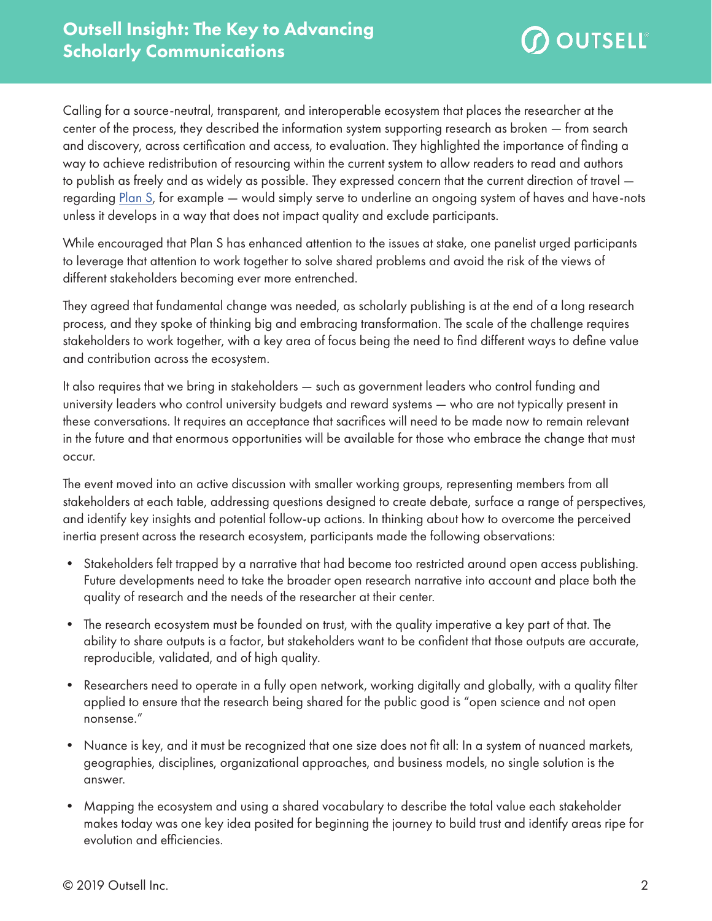Calling for a source-neutral, transparent, and interoperable ecosystem that places the researcher at the center of the process, they described the information system supporting research as broken — from search and discovery, across certification and access, to evaluation. They highlighted the importance of finding a way to achieve redistribution of resourcing within the current system to allow readers to read and authors to publish as freely and as widely as possible. They expressed concern that the current direction of travel — regarding Plan S, for example — would simply serve to underline an ongoing system of haves and have-nots unless it develops in a way that does not impact quality and exclude participants.

While encouraged that Plan S has enhanced attention to the issues at stake, one panelist urged participants to leverage that attention to work together to solve shared problems and avoid the risk of the views of different stakeholders becoming ever more entrenched.

They agreed that fundamental change was needed, as scholarly publishing is at the end of a long research process, and they spoke of thinking big and embracing transformation. The scale of the challenge requires stakeholders to work together, with a key area of focus being the need to find different ways to define value and contribution across the ecosystem.

It also requires that we bring in stakeholders — such as government leaders who control funding and university leaders who control university budgets and reward systems — who are not typically present in these conversations. It requires an acceptance that sacrifices will need to be made now to remain relevant in the future and that enormous opportunities will be available for those who embrace the change that must occur.

The event moved into an active discussion with smaller working groups, representing members from all stakeholders at each table, addressing questions designed to create debate, surface a range of perspectives, and identify key insights and potential follow-up actions. In thinking about how to overcome the perceived inertia present across the research ecosystem, participants made the following observations:

- Stakeholders felt trapped by a narrative that had become too restricted around open access publishing. Future developments need to take the broader open research narrative into account and place both the quality of research and the needs of the researcher at their center.
- The research ecosystem must be founded on trust, with the quality imperative a key part of that. The ability to share outputs is a factor, but stakeholders want to be confident that those outputs are accurate, reproducible, validated, and of high quality.
- Researchers need to operate in a fully open network, working digitally and globally, with a quality filter applied to ensure that the research being shared for the public good is "open science and not open nonsense."
- Nuance is key, and it must be recognized that one size does not fit all: In a system of nuanced markets, geographies, disciplines, organizational approaches, and business models, no single solution is the answer.
- Mapping the ecosystem and using a shared vocabulary to describe the total value each stakeholder makes today was one key idea posited for beginning the journey to build trust and identify areas ripe for evolution and efficiencies.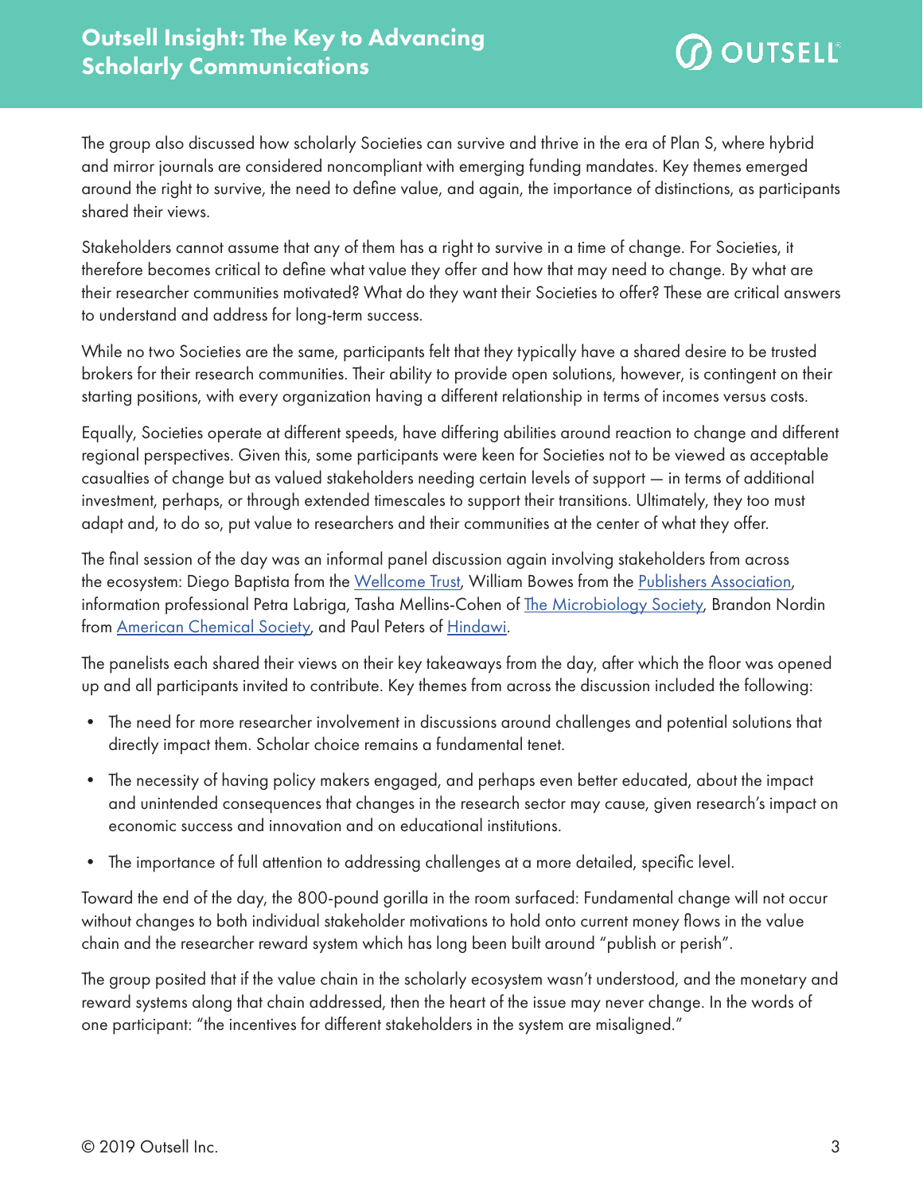The group also discussed how scholarly Societies can survive and thrive in the era of Plan S, where hybrid and mirror journals are considered noncompliant with emerging funding mandates. Key themes emerged around the right to survive, the need to define value, and again, the importance of distinctions, as participants shared their views.

Stakeholders cannot assume that any of them has a right to survive in a time of change. For Societies, it therefore becomes critical to define what value they offer and how that may need to change. By what are their researcher communities motivated? What do they want their Societies to offer? These are critical answers to understand and address for long-term success.

While no two Societies are the same, participants felt that they typically have a shared desire to be trusted brokers for their research communities. Their ability to provide open solutions, however, is contingent on their starting positions, with every organization having a different relationship in terms of incomes versus costs.

Equally, Societies operate at different speeds, have differing abilities around reaction to change and different regional perspectives. Given this, some participants were keen for Societies not to be viewed as acceptable casualties of change but as valued stakeholders needing certain levels of support — in terms of additional investment, perhaps, or through extended timescales to support their transitions. Ultimately, they too must adapt and, to do so, put value to researchers and their communities at the center of what they offer.

The final session of the day was an informal panel discussion again involving stakeholders from across the ecosystem: Diego Baptista from the Wellcome Trust, William Bowes from the Publishers Association, information professional Petra Labriga, Tasha Mellins-Cohen of The Microbiology Society, Brandon Nordin from American Chemical Society, and Paul Peters of Hindawi.

The panelists each shared their views on their key takeaways from the day, after which the floor was opened up and all participants invited to contribute. Key themes from across the discussion included the following:

- The need for more researcher involvement in discussions around challenges and potential solutions that directly impact them. Scholar choice remains a fundamental tenet.
- The necessity of having policy makers engaged, and perhaps even better educated, about the impact and unintended consequences that changes in the research sector may cause, given research's impact on economic success and innovation and on educational institutions.
- The importance of full attention to addressing challenges at a more detailed, specific level.

Toward the end of the day, the 800-pound gorilla in the room surfaced: Fundamental change will not occur without changes to both individual stakeholder motivations to hold onto current money flows in the value chain and the researcher reward system which has long been built around "publish or perish".

The group posited that if the value chain in the scholarly ecosystem wasn't understood, and the monetary and reward systems along that chain addressed, then the heart of the issue may never change. In the words of one participant: "the incentives for different stakeholders in the system are misaligned."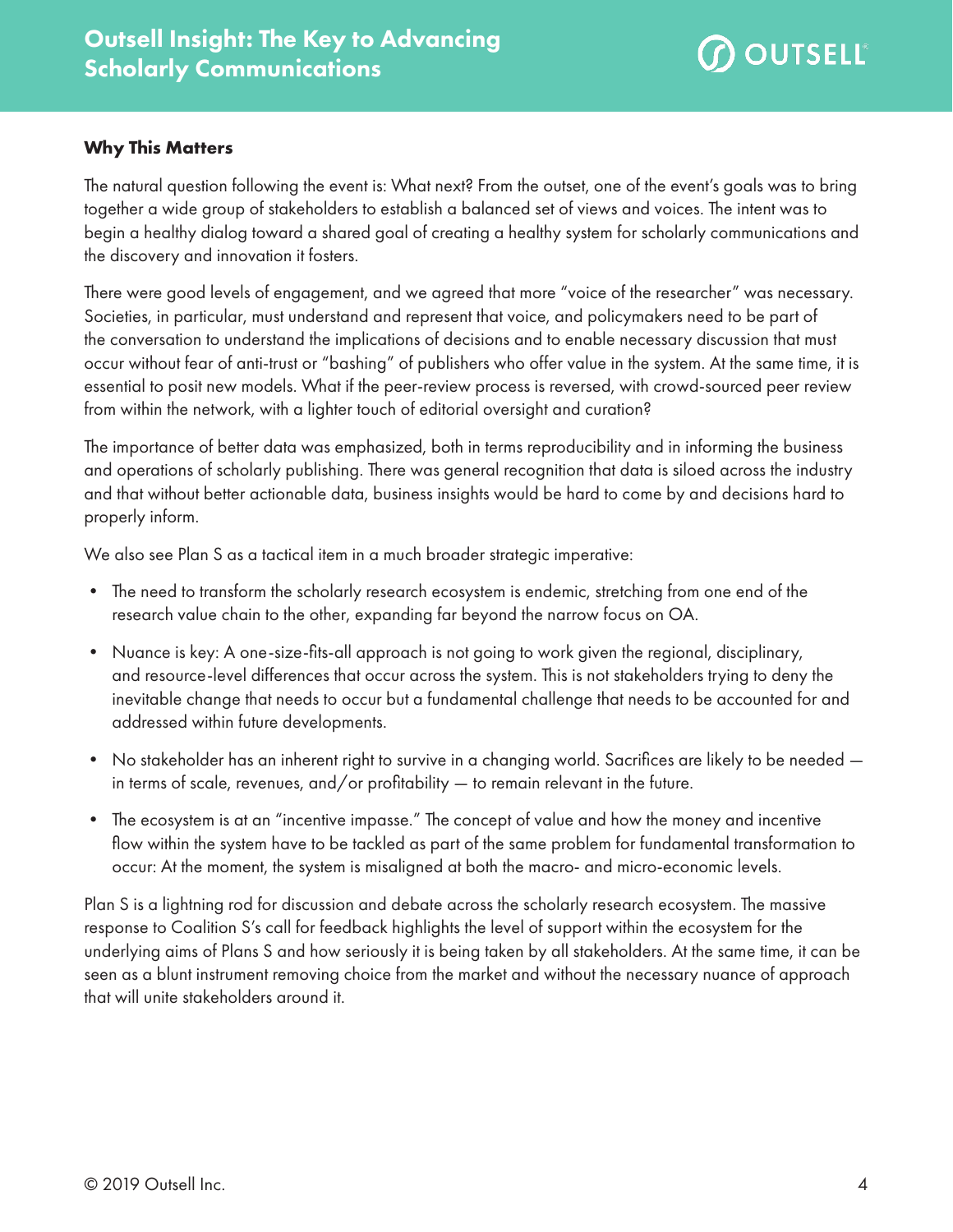**Why This Matters**

The natural question following the event is: What next? From the outset, one of the event's goals was to bring together a wide group of stakeholders to establish a balanced set of views and voices. The intent was to begin a healthy dialog toward a shared goal of creating a healthy system for scholarly communications and the discovery and innovation it fosters.

There were good levels of engagement, and we agreed that more "voice of the researcher" was necessary. Societies, in particular, must understand and represent that voice, and policymakers need to be part of the conversation to understand the implications of decisions and to enable necessary discussion that must occur without fear of anti-trust or "bashing" of publishers who offer value in the system. At the same time, it is essential to posit new models. What if the peer-review process is reversed, with crowd-sourced peer review from within the network, with a lighter touch of editorial oversight and curation?

The importance of better data was emphasized, both in terms reproducibility and in informing the business and operations of scholarly publishing. There was general recognition that data is siloed across the industry and that without better actionable data, business insights would be hard to come by and decisions hard to properly inform.

We also see Plan S as a tactical item in a much broader strategic imperative:

- The need to transform the scholarly research ecosystem is endemic, stretching from one end of the research value chain to the other, expanding far beyond the narrow focus on OA.
- Nuance is key: A one-size-fits-all approach is not going to work given the regional, disciplinary, and resource-level differences that occur across the system. This is not stakeholders trying to deny the inevitable change that needs to occur but a fundamental challenge that needs to be accounted for and addressed within future developments.
- No stakeholder has an inherent right to survive in a changing world. Sacrifices are likely to be needed — in terms of scale, revenues, and/or profitability — to remain relevant in the future.
- The ecosystem is at an "incentive impasse." The concept of value and how the money and incentive flow within the system have to be tackled as part of the same problem for fundamental transformation to occur: At the moment, the system is misaligned at both the macro- and micro-economic levels.

Plan S is a lightning rod for discussion and debate across the scholarly research ecosystem. The massive response to Coalition S's call for feedback highlights the level of support within the ecosystem for the underlying aims of Plans S and how seriously it is being taken by all stakeholders. At the same time, it can be seen as a blunt instrument removing choice from the market and without the necessary nuance of approach that will unite stakeholders around it.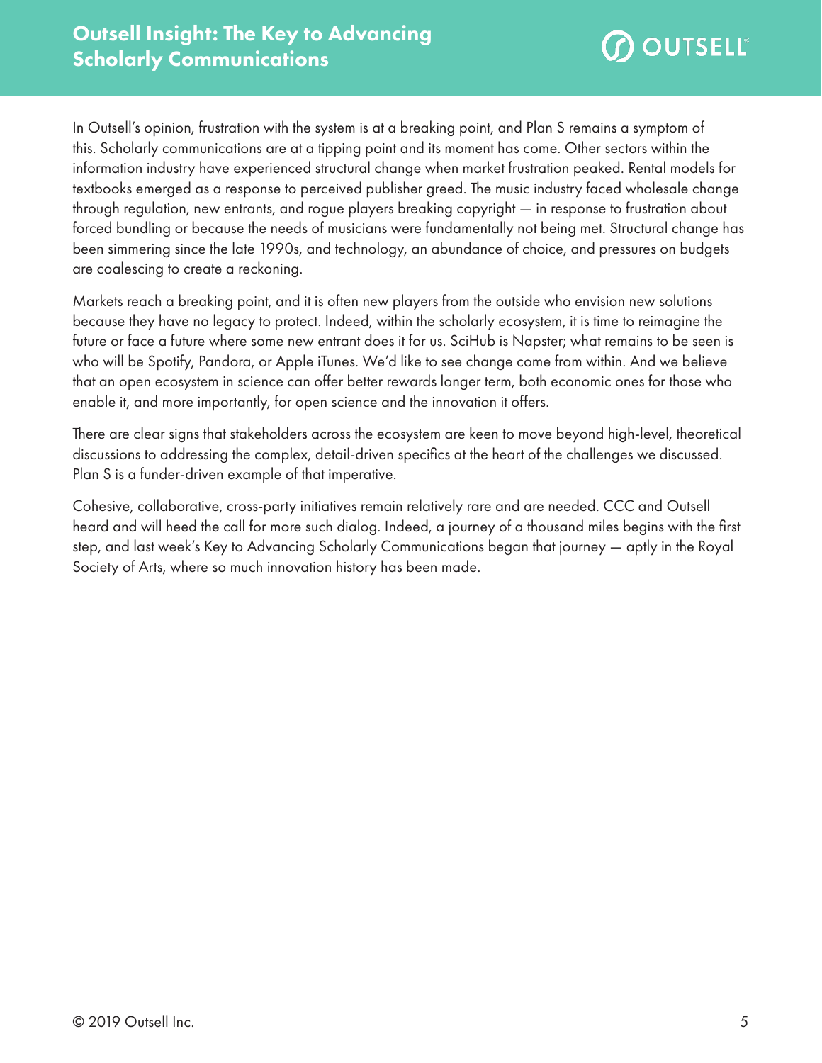In Outsell's opinion, frustration with the system is at a breaking point, and Plan S remains a symptom of this. Scholarly communications are at a tipping point and its moment has come. Other sectors within the information industry have experienced structural change when market frustration peaked. Rental models for textbooks emerged as a response to perceived publisher greed. The music industry faced wholesale change through regulation, new entrants, and rogue players breaking copyright — in response to frustration about forced bundling or because the needs of musicians were fundamentally not being met. Structural change has been simmering since the late 1990s, and technology, an abundance of choice, and pressures on budgets are coalescing to create a reckoning.

Markets reach a breaking point, and it is often new players from the outside who envision new solutions because they have no legacy to protect. Indeed, within the scholarly ecosystem, it is time to reimagine the future or face a future where some new entrant does it for us. SciHub is Napster; what remains to be seen is who will be Spotify, Pandora, or Apple iTunes. We'd like to see change come from within. And we believe that an open ecosystem in science can offer better rewards longer term, both economic ones for those who enable it, and more importantly, for open science and the innovation it offers.

There are clear signs that stakeholders across the ecosystem are keen to move beyond high-level, theoretical discussions to addressing the complex, detail-driven specifics at the heart of the challenges we discussed. Plan S is a funder-driven example of that imperative.

Cohesive, collaborative, cross-party initiatives remain relatively rare and are needed. CCC and Outsell heard and will heed the call for more such dialog. Indeed, a journey of a thousand miles begins with the first step, and last week's Key to Advancing Scholarly Communications began that journey — aptly in the Royal Society of Arts, where so much innovation history has been made.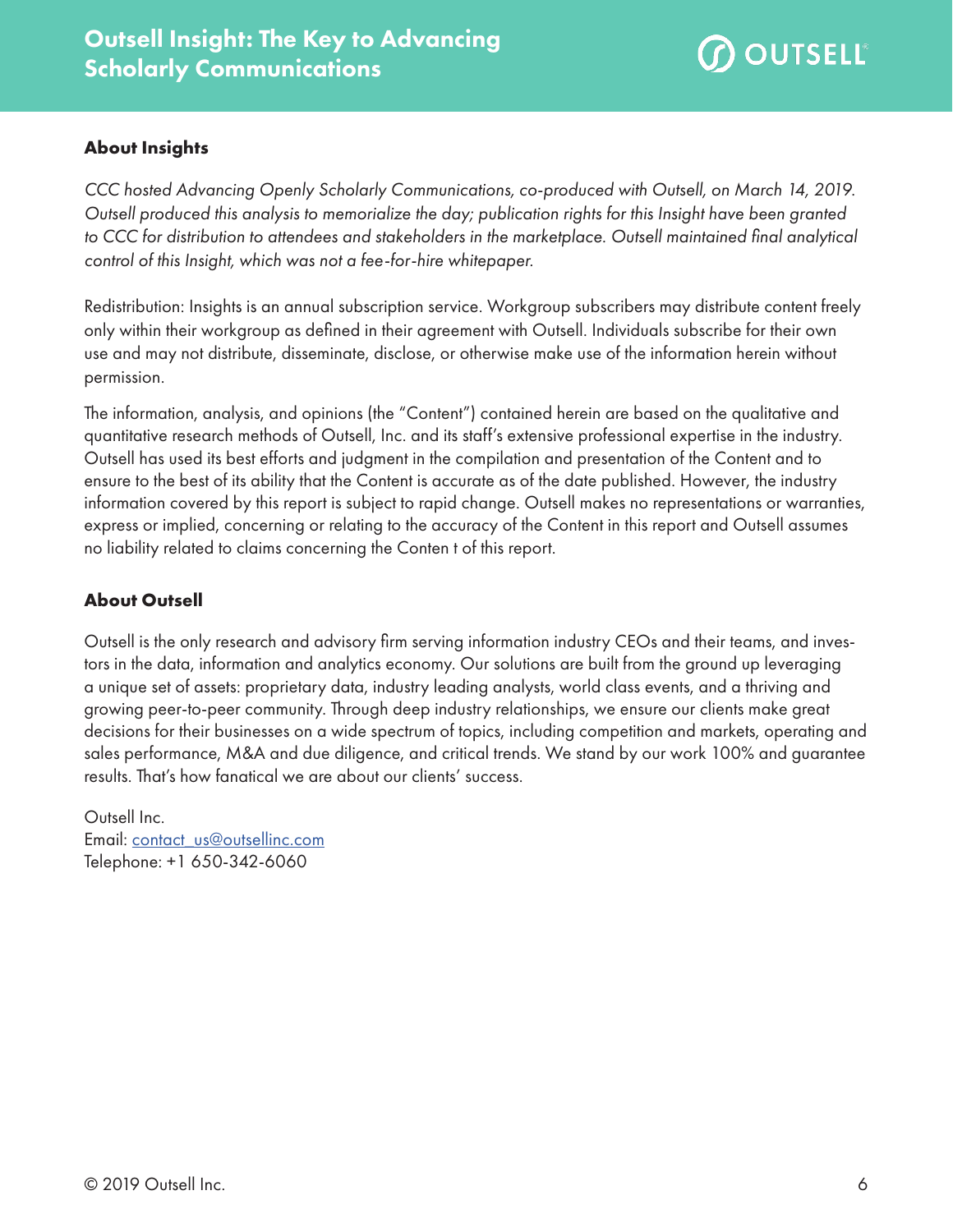### About Insights

*CCC hosted Advancing Openly Scholarly Communications, co-produced with Outsell, on March 14, 2019. Outsell produced this analysis to memorialize the day; publication rights for this Insight have been granted to CCC for distribution to attendees and stakeholders in the marketplace. Outsell maintained final analytical control of this Insight, which was not a fee-for-hire whitepaper.*

Redistribution: Insights is an annual subscription service. Workgroup subscribers may distribute content freely only within their workgroup as defined in their agreement with Outsell. Individuals subscribe for their own use and may not distribute, disseminate, disclose, or otherwise make use of the information herein without permission.

The information, analysis, and opinions (the "Content") contained herein are based on the qualitative and quantitative research methods of Outsell, Inc. and its staff's extensive professional expertise in the industry. Outsell has used its best efforts and judgment in the compilation and presentation of the Content and to ensure to the best of its ability that the Content is accurate as of the date published. However, the industry information covered by this report is subject to rapid change. Outsell makes no representations or warranties, express or implied, concerning or relating to the accuracy of the Content in this report and Outsell assumes no liability related to claims concerning the Conten t of this report.

### About Outsell

Outsell is the only research and advisory firm serving information industry CEOs and their teams, and investors in the data, information and analytics economy. Our solutions are built from the ground up leveraging a unique set of assets: proprietary data, industry leading analysts, world class events, and a thriving and growing peer-to-peer community. Through deep industry relationships, we ensure our clients make great decisions for their businesses on a wide spectrum of topics, including competition and markets, operating and sales performance, M&A and due diligence, and critical trends. We stand by our work 100% and guarantee results. That's how fanatical we are about our clients' success.

Outsell Inc.
Email: contact_us@outsellinc.com
Telephone: +1 650-342-6060

© 2019 Outsell Inc.